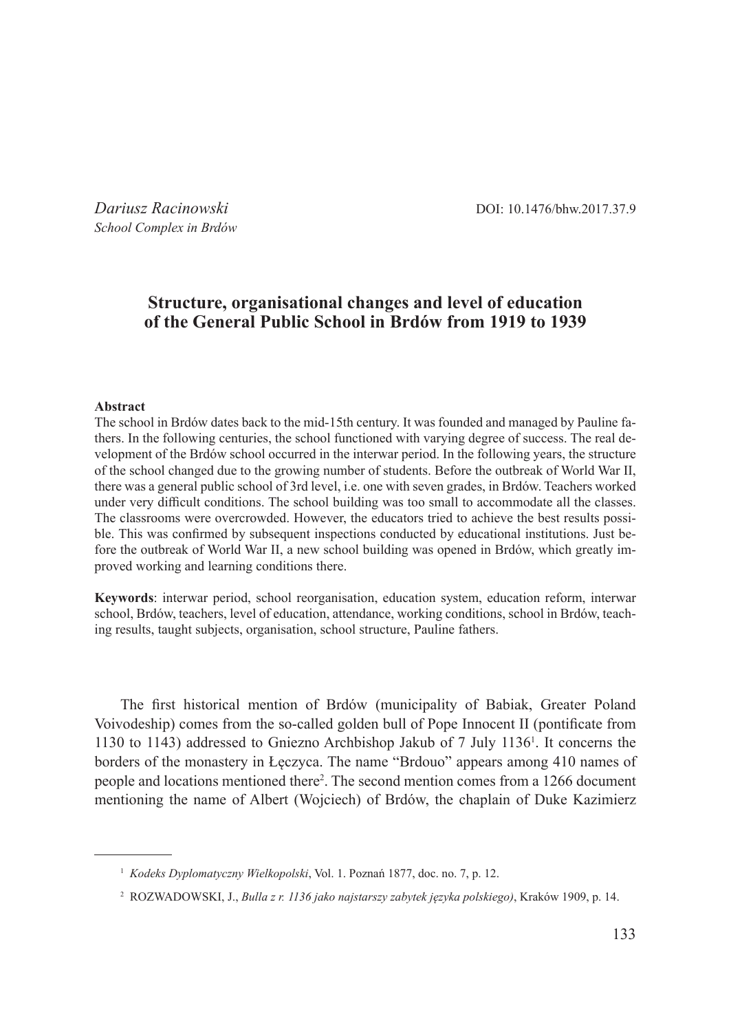*Dariusz Racinowski*
*School Complex in Brdów*

DOI: 10.1476/bhw.2017.37.9

# Structure, organisational changes and level of education of the General Public School in Brdów from 1919 to 1939

**Abstract**

The school in Brdów dates back to the mid-15th century. It was founded and managed by Pauline fathers. In the following centuries, the school functioned with varying degree of success. The real development of the Brdów school occurred in the interwar period. In the following years, the structure of the school changed due to the growing number of students. Before the outbreak of World War II, there was a general public school of 3rd level, i.e. one with seven grades, in Brdów. Teachers worked under very difficult conditions. The school building was too small to accommodate all the classes. The classrooms were overcrowded. However, the educators tried to achieve the best results possible. This was confirmed by subsequent inspections conducted by educational institutions. Just before the outbreak of World War II, a new school building was opened in Brdów, which greatly improved working and learning conditions there.

**Keywords**: interwar period, school reorganisation, education system, education reform, interwar school, Brdów, teachers, level of education, attendance, working conditions, school in Brdów, teaching results, taught subjects, organisation, school structure, Pauline fathers.

The first historical mention of Brdów (municipality of Babiak, Greater Poland Voivodeship) comes from the so-called golden bull of Pope Innocent II (pontificate from 1130 to 1143) addressed to Gniezno Archbishop Jakub of 7 July 1136[1]. It concerns the borders of the monastery in Łęczyca. The name "Brdouo" appears among 410 names of people and locations mentioned there[2]. The second mention comes from a 1266 document mentioning the name of Albert (Wojciech) of Brdów, the chaplain of Duke Kazimierz

---

[1] *Kodeks Dyplomatyczny Wielkopolski*, Vol. 1. Poznań 1877, doc. no. 7, p. 12.

[2] ROZWADOWSKI, J., *Bulla z r. 1136 jako najstarszy zabytek języka polskiego)*, Kraków 1909, p. 14.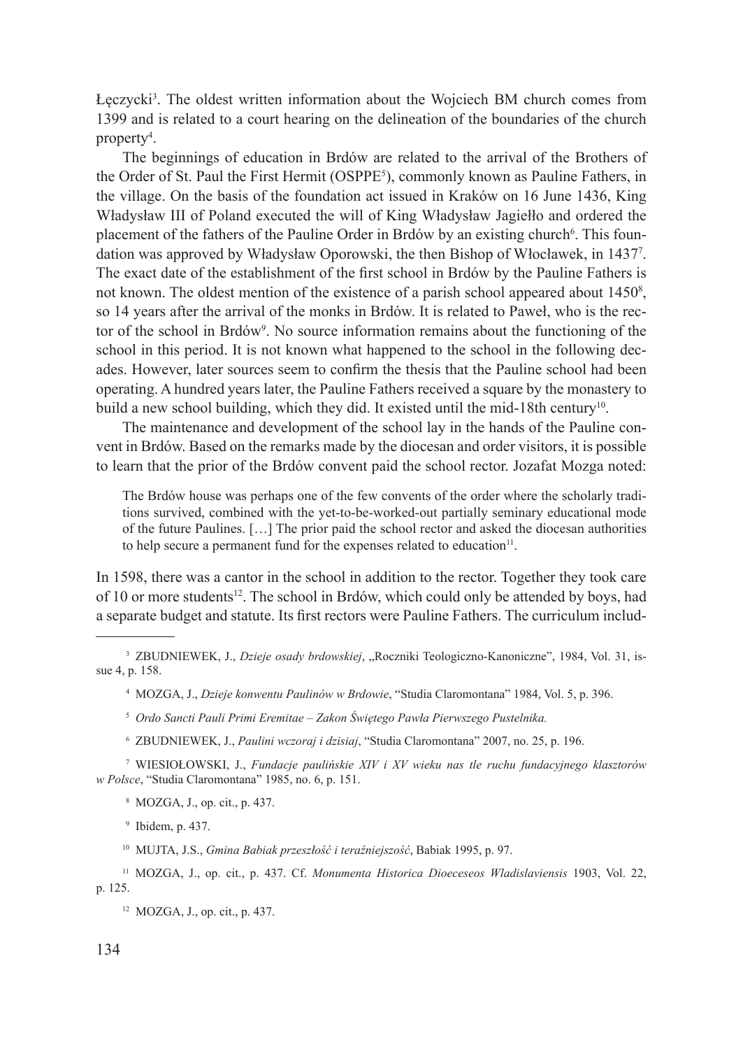Łęczycki[3]. The oldest written information about the Wojciech BM church comes from 1399 and is related to a court hearing on the delineation of the boundaries of the church property[4].

The beginnings of education in Brdów are related to the arrival of the Brothers of the Order of St. Paul the First Hermit (OSPPE[5]), commonly known as Pauline Fathers, in the village. On the basis of the foundation act issued in Kraków on 16 June 1436, King Władysław III of Poland executed the will of King Władysław Jagiełło and ordered the placement of the fathers of the Pauline Order in Brdów by an existing church[6]. This foundation was approved by Władysław Oporowski, the then Bishop of Włocławek, in 1437[7]. The exact date of the establishment of the first school in Brdów by the Pauline Fathers is not known. The oldest mention of the existence of a parish school appeared about 1450[8], so 14 years after the arrival of the monks in Brdów. It is related to Paweł, who is the rector of the school in Brdów[9]. No source information remains about the functioning of the school in this period. It is not known what happened to the school in the following decades. However, later sources seem to confirm the thesis that the Pauline school had been operating. A hundred years later, the Pauline Fathers received a square by the monastery to build a new school building, which they did. It existed until the mid-18th century[10].

The maintenance and development of the school lay in the hands of the Pauline convent in Brdów. Based on the remarks made by the diocesan and order visitors, it is possible to learn that the prior of the Brdów convent paid the school rector. Jozafat Mozga noted:

> The Brdów house was perhaps one of the few convents of the order where the scholarly traditions survived, combined with the yet-to-be-worked-out partially seminary educational mode of the future Paulines. […] The prior paid the school rector and asked the diocesan authorities to help secure a permanent fund for the expenses related to education[11].

In 1598, there was a cantor in the school in addition to the rector. Together they took care of 10 or more students[12]. The school in Brdów, which could only be attended by boys, had a separate budget and statute. Its first rectors were Pauline Fathers. The curriculum includ-

---

[3] ZBUDNIEWEK, J., *Dzieje osady brdowskiej*, „Roczniki Teologiczno-Kanoniczne", 1984, Vol. 31, issue 4, p. 158.

[4] MOZGA, J., *Dzieje konwentu Paulinów w Brdowie*, "Studia Claromontana" 1984, Vol. 5, p. 396.

[5] *Ordo Sancti Pauli Primi Eremitae – Zakon Świętego Pawła Pierwszego Pustelnika.*

[6] ZBUDNIEWEK, J., *Paulini wczoraj i dzisiaj*, "Studia Claromontana" 2007, no. 25, p. 196.

[7] WIESIOŁOWSKI, J., *Fundacje paulińskie XIV i XV wieku nas tle ruchu fundacyjnego klasztorów w Polsce*, "Studia Claromontana" 1985, no. 6, p. 151.

[8] MOZGA, J., op. cit., p. 437.

[9] Ibidem, p. 437.

[10] MUJTA, J.S., *Gmina Babiak przeszłość i teraźniejszość*, Babiak 1995, p. 97.

[11] MOZGA, J., op. cit., p. 437. Cf. *Monumenta Historica Dioeceseos Wladislaviensis* 1903, Vol. 22, p. 125.

[12] MOZGA, J., op. cit., p. 437.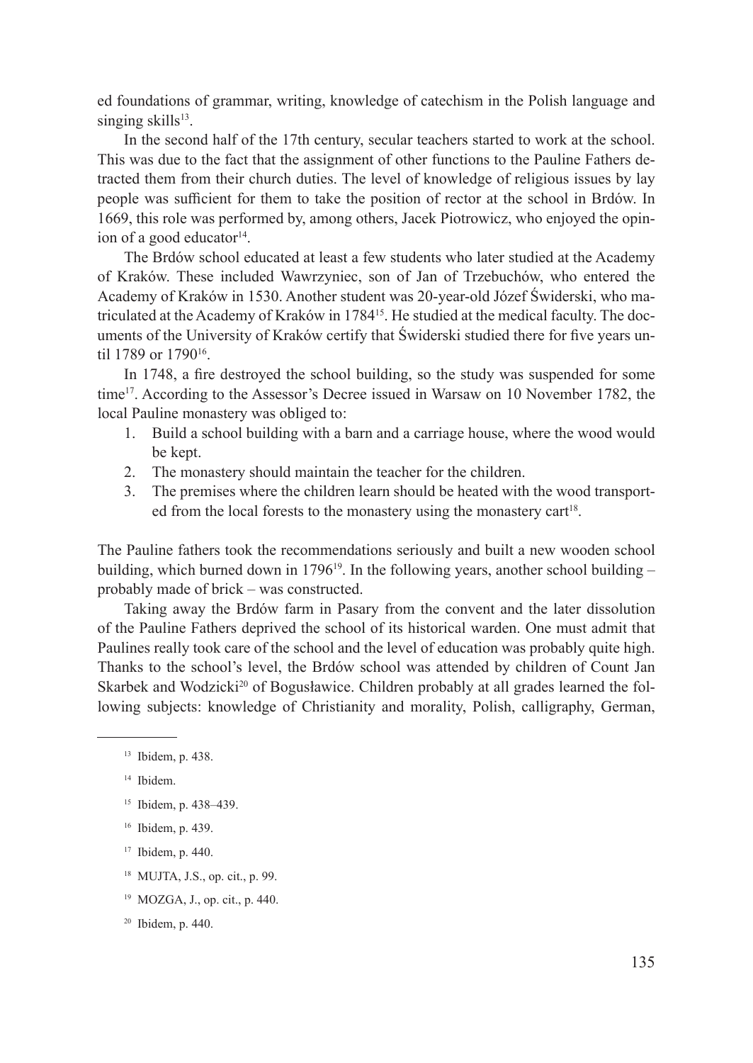ed foundations of grammar, writing, knowledge of catechism in the Polish language and singing skills[13].

In the second half of the 17th century, secular teachers started to work at the school. This was due to the fact that the assignment of other functions to the Pauline Fathers detracted them from their church duties. The level of knowledge of religious issues by lay people was sufficient for them to take the position of rector at the school in Brdów. In 1669, this role was performed by, among others, Jacek Piotrowicz, who enjoyed the opinion of a good educator[14].

The Brdów school educated at least a few students who later studied at the Academy of Kraków. These included Wawrzyniec, son of Jan of Trzebuchów, who entered the Academy of Kraków in 1530. Another student was 20-year-old Józef Świderski, who matriculated at the Academy of Kraków in 1784[15]. He studied at the medical faculty. The documents of the University of Kraków certify that Świderski studied there for five years until 1789 or 1790[16].

In 1748, a fire destroyed the school building, so the study was suspended for some time[17]. According to the Assessor's Decree issued in Warsaw on 10 November 1782, the local Pauline monastery was obliged to:

1. Build a school building with a barn and a carriage house, where the wood would be kept.
2. The monastery should maintain the teacher for the children.
3. The premises where the children learn should be heated with the wood transported from the local forests to the monastery using the monastery cart[18].

The Pauline fathers took the recommendations seriously and built a new wooden school building, which burned down in 1796[19]. In the following years, another school building – probably made of brick – was constructed.

Taking away the Brdów farm in Pasary from the convent and the later dissolution of the Pauline Fathers deprived the school of its historical warden. One must admit that Paulines really took care of the school and the level of education was probably quite high. Thanks to the school's level, the Brdów school was attended by children of Count Jan Skarbek and Wodzicki[20] of Bogusławice. Children probably at all grades learned the following subjects: knowledge of Christianity and morality, Polish, calligraphy, German,

---

[13] Ibidem, p. 438.

[14] Ibidem.

[15] Ibidem, p. 438–439.

[16] Ibidem, p. 439.

[17] Ibidem, p. 440.

[18] MUJTA, J.S., op. cit., p. 99.

[19] MOZGA, J., op. cit., p. 440.

[20] Ibidem, p. 440.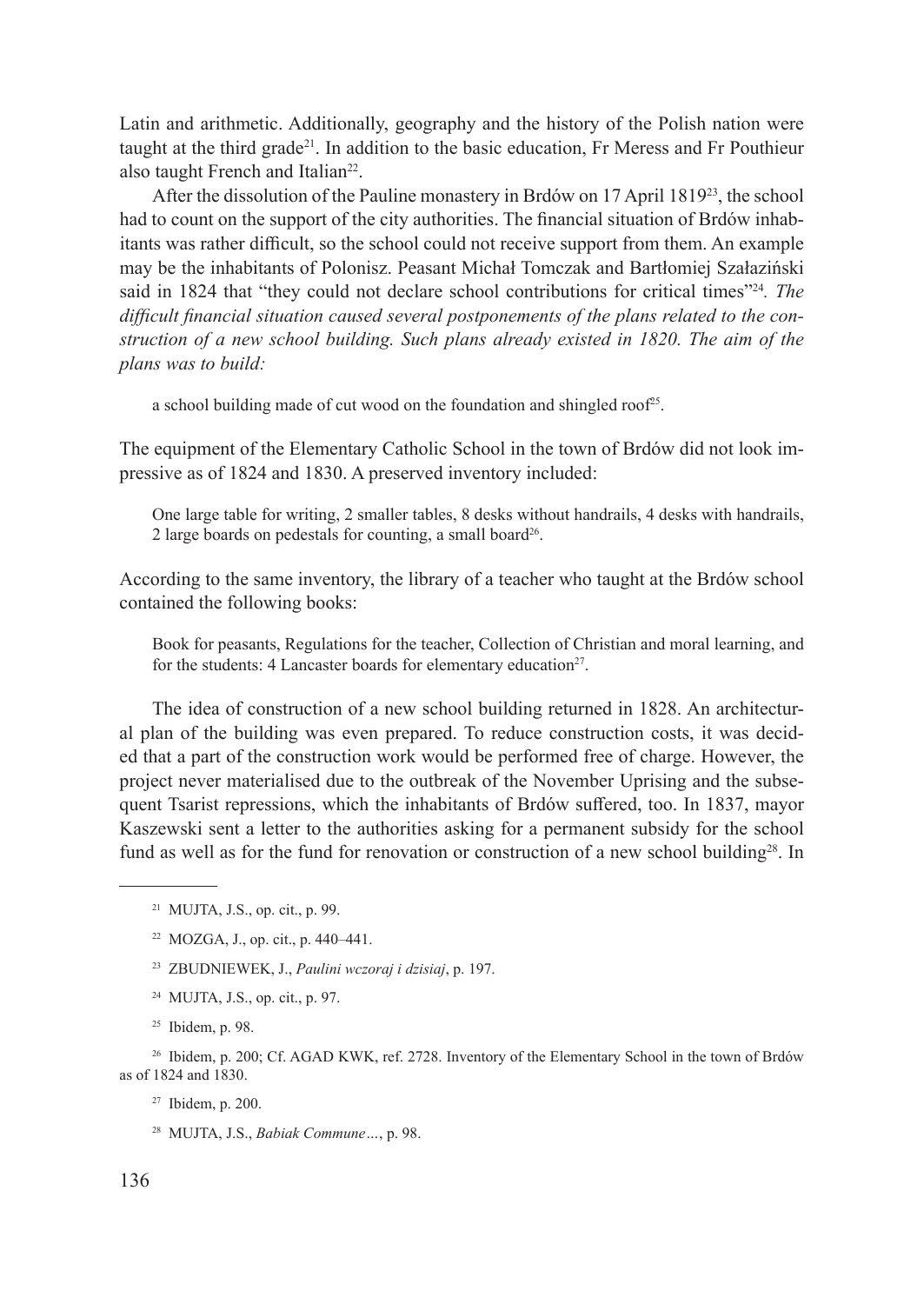Latin and arithmetic. Additionally, geography and the history of the Polish nation were taught at the third grade[21]. In addition to the basic education, Fr Meress and Fr Pouthieur also taught French and Italian[22].

After the dissolution of the Pauline monastery in Brdów on 17 April 1819[23], the school had to count on the support of the city authorities. The financial situation of Brdów inhabitants was rather difficult, so the school could not receive support from them. An example may be the inhabitants of Polonisz. Peasant Michał Tomczak and Bartłomiej Szałaziński said in 1824 that "they could not declare school contributions for critical times"[24]. *The difficult financial situation caused several postponements of the plans related to the construction of a new school building. Such plans already existed in 1820. The aim of the plans was to build:*

> a school building made of cut wood on the foundation and shingled roof[25].

The equipment of the Elementary Catholic School in the town of Brdów did not look impressive as of 1824 and 1830. A preserved inventory included:

> One large table for writing, 2 smaller tables, 8 desks without handrails, 4 desks with handrails, 2 large boards on pedestals for counting, a small board[26].

According to the same inventory, the library of a teacher who taught at the Brdów school contained the following books:

> Book for peasants, Regulations for the teacher, Collection of Christian and moral learning, and for the students: 4 Lancaster boards for elementary education[27].

The idea of construction of a new school building returned in 1828. An architectural plan of the building was even prepared. To reduce construction costs, it was decided that a part of the construction work would be performed free of charge. However, the project never materialised due to the outbreak of the November Uprising and the subsequent Tsarist repressions, which the inhabitants of Brdów suffered, too. In 1837, mayor Kaszewski sent a letter to the authorities asking for a permanent subsidy for the school fund as well as for the fund for renovation or construction of a new school building[28]. In

---

[21] MUJTA, J.S., op. cit., p. 99.

[22] MOZGA, J., op. cit., p. 440–441.

[23] ZBUDNIEWEK, J., *Paulini wczoraj i dzisiaj*, p. 197.

[24] MUJTA, J.S., op. cit., p. 97.

[25] Ibidem, p. 98.

[26] Ibidem, p. 200; Cf. AGAD KWK, ref. 2728. Inventory of the Elementary School in the town of Brdów as of 1824 and 1830.

[27] Ibidem, p. 200.

[28] MUJTA, J.S., *Babiak Commune…*, p. 98.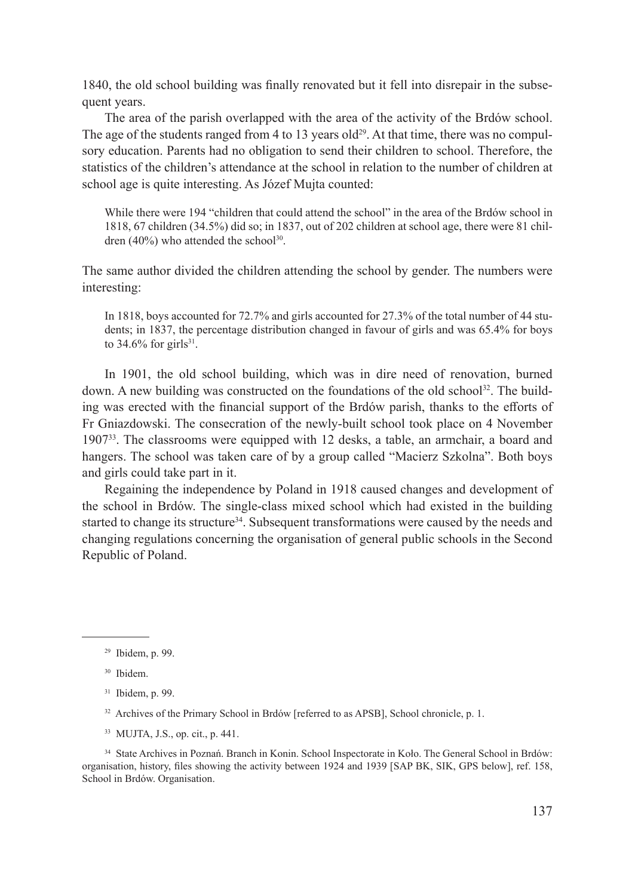1840, the old school building was finally renovated but it fell into disrepair in the subsequent years.

The area of the parish overlapped with the area of the activity of the Brdów school. The age of the students ranged from 4 to 13 years old[29]. At that time, there was no compulsory education. Parents had no obligation to send their children to school. Therefore, the statistics of the children's attendance at the school in relation to the number of children at school age is quite interesting. As Józef Mujta counted:

> While there were 194 "children that could attend the school" in the area of the Brdów school in 1818, 67 children (34.5%) did so; in 1837, out of 202 children at school age, there were 81 children (40%) who attended the school[30].

The same author divided the children attending the school by gender. The numbers were interesting:

> In 1818, boys accounted for 72.7% and girls accounted for 27.3% of the total number of 44 students; in 1837, the percentage distribution changed in favour of girls and was 65.4% for boys to 34.6% for girls[31].

In 1901, the old school building, which was in dire need of renovation, burned down. A new building was constructed on the foundations of the old school[32]. The building was erected with the financial support of the Brdów parish, thanks to the efforts of Fr Gniazdowski. The consecration of the newly-built school took place on 4 November 1907[33]. The classrooms were equipped with 12 desks, a table, an armchair, a board and hangers. The school was taken care of by a group called "Macierz Szkolna". Both boys and girls could take part in it.

Regaining the independence by Poland in 1918 caused changes and development of the school in Brdów. The single-class mixed school which had existed in the building started to change its structure[34]. Subsequent transformations were caused by the needs and changing regulations concerning the organisation of general public schools in the Second Republic of Poland.

---

[29] Ibidem, p. 99.

[30] Ibidem.

[31] Ibidem, p. 99.

[32] Archives of the Primary School in Brdów [referred to as APSB], School chronicle, p. 1.

[33] MUJTA, J.S., op. cit., p. 441.

[34] State Archives in Poznań. Branch in Konin. School Inspectorate in Koło. The General School in Brdów: organisation, history, files showing the activity between 1924 and 1939 [SAP BK, SIK, GPS below], ref. 158, School in Brdów. Organisation.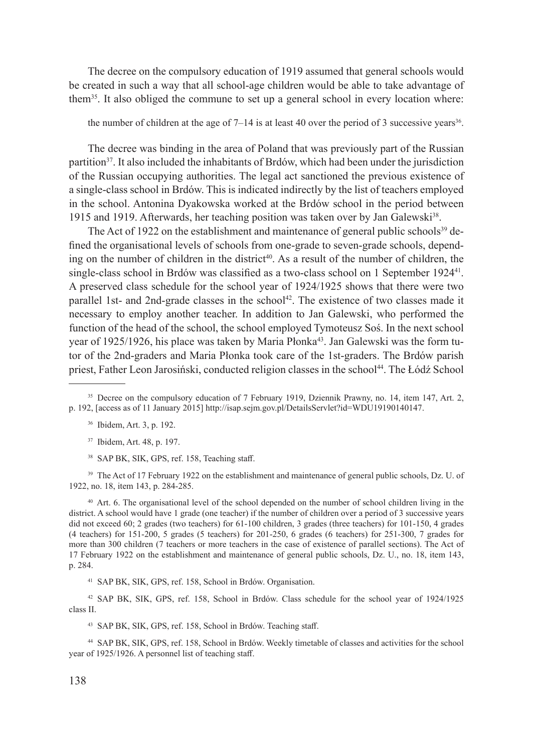The decree on the compulsory education of 1919 assumed that general schools would be created in such a way that all school-age children would be able to take advantage of them[35]. It also obliged the commune to set up a general school in every location where:

> the number of children at the age of 7–14 is at least 40 over the period of 3 successive years[36].

The decree was binding in the area of Poland that was previously part of the Russian partition[37]. It also included the inhabitants of Brdów, which had been under the jurisdiction of the Russian occupying authorities. The legal act sanctioned the previous existence of a single-class school in Brdów. This is indicated indirectly by the list of teachers employed in the school. Antonina Dyakowska worked at the Brdów school in the period between 1915 and 1919. Afterwards, her teaching position was taken over by Jan Galewski[38].

The Act of 1922 on the establishment and maintenance of general public schools[39] defined the organisational levels of schools from one-grade to seven-grade schools, depending on the number of children in the district[40]. As a result of the number of children, the single-class school in Brdów was classified as a two-class school on 1 September 1924[41]. A preserved class schedule for the school year of 1924/1925 shows that there were two parallel 1st- and 2nd-grade classes in the school[42]. The existence of two classes made it necessary to employ another teacher. In addition to Jan Galewski, who performed the function of the head of the school, the school employed Tymoteusz Soś. In the next school year of 1925/1926, his place was taken by Maria Płonka[43]. Jan Galewski was the form tutor of the 2nd-graders and Maria Płonka took care of the 1st-graders. The Brdów parish priest, Father Leon Jarosiński, conducted religion classes in the school[44]. The Łódź School

---

[35] Decree on the compulsory education of 7 February 1919, Dziennik Prawny, no. 14, item 147, Art. 2, p. 192, [access as of 11 January 2015] http://isap.sejm.gov.pl/DetailsServlet?id=WDU19190140147.

[36] Ibidem, Art. 3, p. 192.

[37] Ibidem, Art. 48, p. 197.

[38] SAP BK, SIK, GPS, ref. 158, Teaching staff.

[39] The Act of 17 February 1922 on the establishment and maintenance of general public schools, Dz. U. of 1922, no. 18, item 143, p. 284-285.

[40] Art. 6. The organisational level of the school depended on the number of school children living in the district. A school would have 1 grade (one teacher) if the number of children over a period of 3 successive years did not exceed 60; 2 grades (two teachers) for 61-100 children, 3 grades (three teachers) for 101-150, 4 grades (4 teachers) for 151-200, 5 grades (5 teachers) for 201-250, 6 grades (6 teachers) for 251-300, 7 grades for more than 300 children (7 teachers or more teachers in the case of existence of parallel sections). The Act of 17 February 1922 on the establishment and maintenance of general public schools, Dz. U., no. 18, item 143, p. 284.

[41] SAP BK, SIK, GPS, ref. 158, School in Brdów. Organisation.

[42] SAP BK, SIK, GPS, ref. 158, School in Brdów. Class schedule for the school year of 1924/1925 class II.

[43] SAP BK, SIK, GPS, ref. 158, School in Brdów. Teaching staff.

[44] SAP BK, SIK, GPS, ref. 158, School in Brdów. Weekly timetable of classes and activities for the school year of 1925/1926. A personnel list of teaching staff.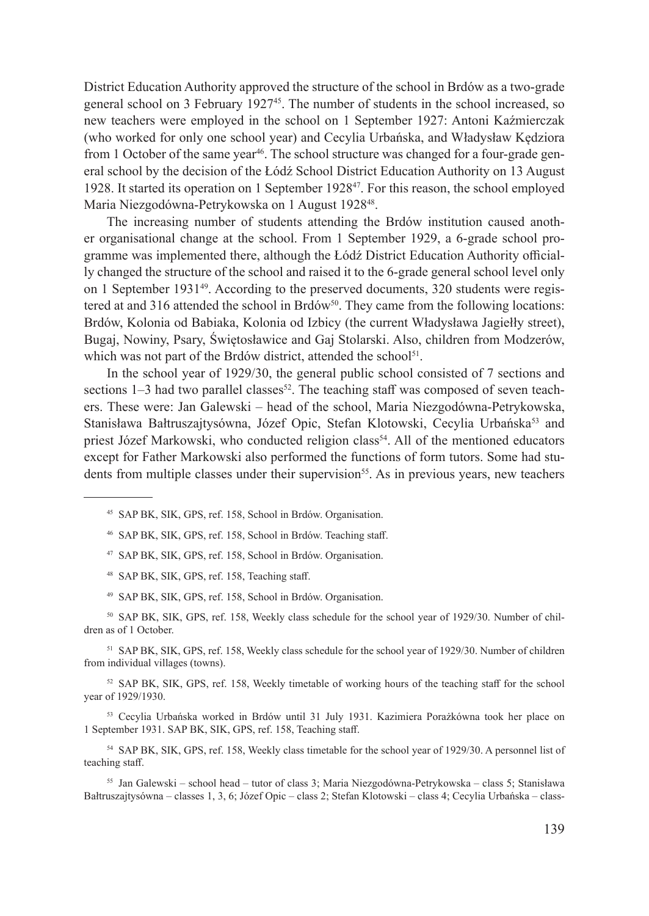District Education Authority approved the structure of the school in Brdów as a two-grade general school on 3 February 1927[45]. The number of students in the school increased, so new teachers were employed in the school on 1 September 1927: Antoni Kaźmierczak (who worked for only one school year) and Cecylia Urbańska, and Władysław Kędziora from 1 October of the same year[46]. The school structure was changed for a four-grade general school by the decision of the Łódź School District Education Authority on 13 August 1928. It started its operation on 1 September 1928[47]. For this reason, the school employed Maria Niezgodówna-Petrykowska on 1 August 1928[48].

The increasing number of students attending the Brdów institution caused another organisational change at the school. From 1 September 1929, a 6-grade school programme was implemented there, although the Łódź District Education Authority officially changed the structure of the school and raised it to the 6-grade general school level only on 1 September 1931[49]. According to the preserved documents, 320 students were registered at and 316 attended the school in Brdów[50]. They came from the following locations: Brdów, Kolonia od Babiaka, Kolonia od Izbicy (the current Władysława Jagiełły street), Bugaj, Nowiny, Psary, Świętosławice and Gaj Stolarski. Also, children from Modzerów, which was not part of the Brdów district, attended the school[51].

In the school year of 1929/30, the general public school consisted of 7 sections and sections 1–3 had two parallel classes[52]. The teaching staff was composed of seven teachers. These were: Jan Galewski – head of the school, Maria Niezgodówna-Petrykowska, Stanisława Bałtruszajtysówna, Józef Opic, Stefan Klotowski, Cecylia Urbańska[53] and priest Józef Markowski, who conducted religion class[54]. All of the mentioned educators except for Father Markowski also performed the functions of form tutors. Some had students from multiple classes under their supervision[55]. As in previous years, new teachers

---

[45] SAP BK, SIK, GPS, ref. 158, School in Brdów. Organisation.

[46] SAP BK, SIK, GPS, ref. 158, School in Brdów. Teaching staff.

[47] SAP BK, SIK, GPS, ref. 158, School in Brdów. Organisation.

[48] SAP BK, SIK, GPS, ref. 158, Teaching staff.

[49] SAP BK, SIK, GPS, ref. 158, School in Brdów. Organisation.

[50] SAP BK, SIK, GPS, ref. 158, Weekly class schedule for the school year of 1929/30. Number of children as of 1 October.

[51] SAP BK, SIK, GPS, ref. 158, Weekly class schedule for the school year of 1929/30. Number of children from individual villages (towns).

[52] SAP BK, SIK, GPS, ref. 158, Weekly timetable of working hours of the teaching staff for the school year of 1929/1930.

[53] Cecylia Urbańska worked in Brdów until 31 July 1931. Kazimiera Porażkówna took her place on 1 September 1931. SAP BK, SIK, GPS, ref. 158, Teaching staff.

[54] SAP BK, SIK, GPS, ref. 158, Weekly class timetable for the school year of 1929/30. A personnel list of teaching staff.

[55] Jan Galewski – school head – tutor of class 3; Maria Niezgodówna-Petrykowska – class 5; Stanisława Bałtruszajtysówna – classes 1, 3, 6; Józef Opic – class 2; Stefan Klotowski – class 4; Cecylia Urbańska – class-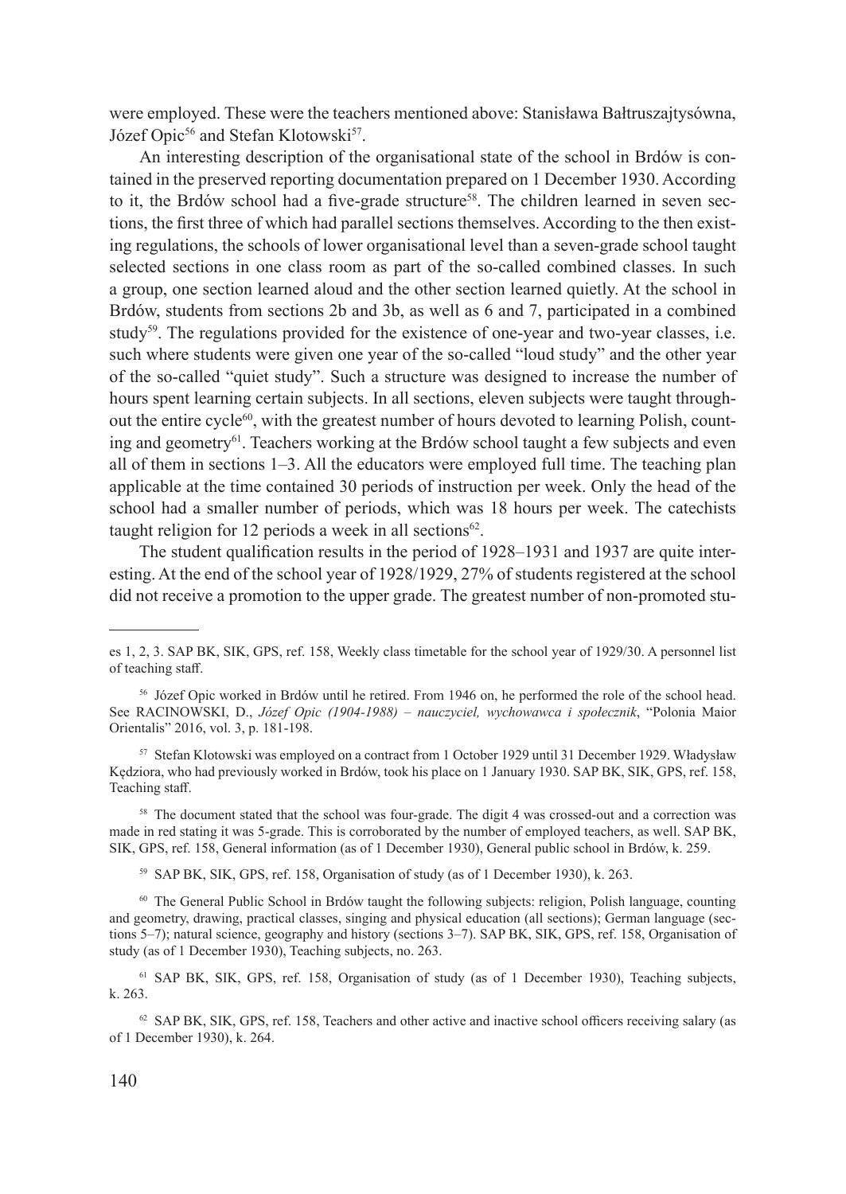were employed. These were the teachers mentioned above: Stanisława Bałtruszajtysówna, Józef Opic[56] and Stefan Klotowski[57].

An interesting description of the organisational state of the school in Brdów is contained in the preserved reporting documentation prepared on 1 December 1930. According to it, the Brdów school had a five-grade structure[58]. The children learned in seven sections, the first three of which had parallel sections themselves. According to the then existing regulations, the schools of lower organisational level than a seven-grade school taught selected sections in one class room as part of the so-called combined classes. In such a group, one section learned aloud and the other section learned quietly. At the school in Brdów, students from sections 2b and 3b, as well as 6 and 7, participated in a combined study[59]. The regulations provided for the existence of one-year and two-year classes, i.e. such where students were given one year of the so-called "loud study" and the other year of the so-called "quiet study". Such a structure was designed to increase the number of hours spent learning certain subjects. In all sections, eleven subjects were taught throughout the entire cycle[60], with the greatest number of hours devoted to learning Polish, counting and geometry[61]. Teachers working at the Brdów school taught a few subjects and even all of them in sections 1–3. All the educators were employed full time. The teaching plan applicable at the time contained 30 periods of instruction per week. Only the head of the school had a smaller number of periods, which was 18 hours per week. The catechists taught religion for 12 periods a week in all sections[62].

The student qualification results in the period of 1928–1931 and 1937 are quite interesting. At the end of the school year of 1928/1929, 27% of students registered at the school did not receive a promotion to the upper grade. The greatest number of non-promoted stu-

---

es 1, 2, 3. SAP BK, SIK, GPS, ref. 158, Weekly class timetable for the school year of 1929/30. A personnel list of teaching staff.

[56] Józef Opic worked in Brdów until he retired. From 1946 on, he performed the role of the school head. See RACINOWSKI, D., *Józef Opic (1904-1988) – nauczyciel, wychowawca i społecznik*, "Polonia Maior Orientalis" 2016, vol. 3, p. 181-198.

[57] Stefan Klotowski was employed on a contract from 1 October 1929 until 31 December 1929. Władysław Kędziora, who had previously worked in Brdów, took his place on 1 January 1930. SAP BK, SIK, GPS, ref. 158, Teaching staff.

[58] The document stated that the school was four-grade. The digit 4 was crossed-out and a correction was made in red stating it was 5-grade. This is corroborated by the number of employed teachers, as well. SAP BK, SIK, GPS, ref. 158, General information (as of 1 December 1930), General public school in Brdów, k. 259.

[59] SAP BK, SIK, GPS, ref. 158, Organisation of study (as of 1 December 1930), k. 263.

[60] The General Public School in Brdów taught the following subjects: religion, Polish language, counting and geometry, drawing, practical classes, singing and physical education (all sections); German language (sections 5–7); natural science, geography and history (sections 3–7). SAP BK, SIK, GPS, ref. 158, Organisation of study (as of 1 December 1930), Teaching subjects, no. 263.

[61] SAP BK, SIK, GPS, ref. 158, Organisation of study (as of 1 December 1930), Teaching subjects, k. 263.

[62] SAP BK, SIK, GPS, ref. 158, Teachers and other active and inactive school officers receiving salary (as of 1 December 1930), k. 264.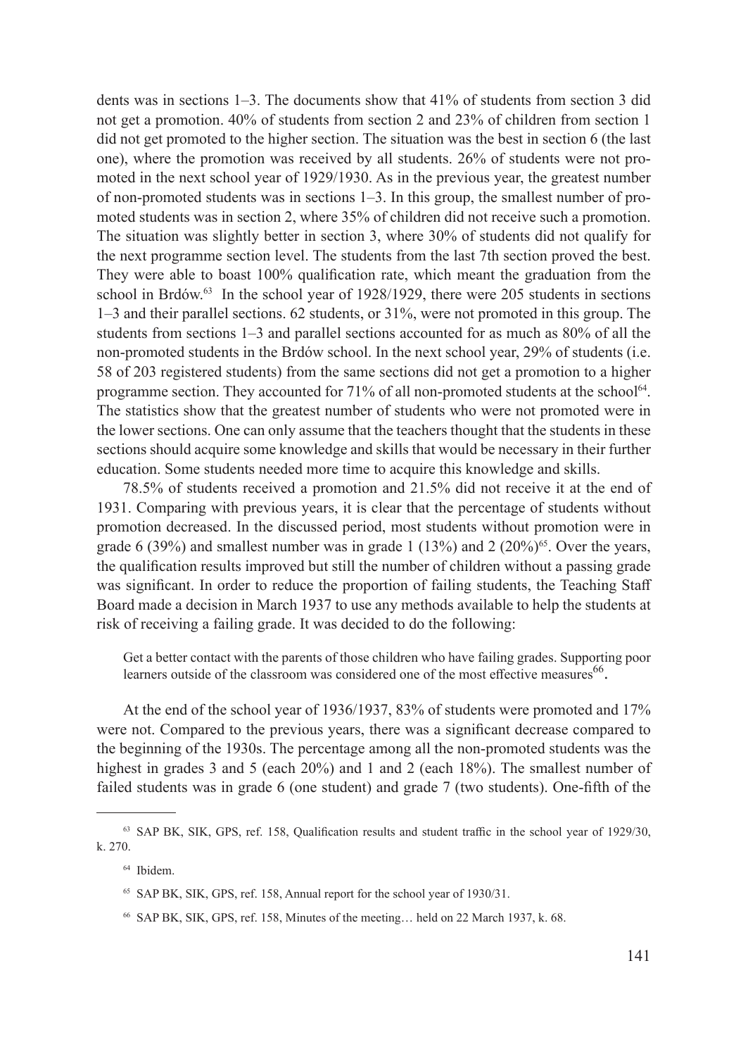dents was in sections 1–3. The documents show that 41% of students from section 3 did not get a promotion. 40% of students from section 2 and 23% of children from section 1 did not get promoted to the higher section. The situation was the best in section 6 (the last one), where the promotion was received by all students. 26% of students were not promoted in the next school year of 1929/1930. As in the previous year, the greatest number of non-promoted students was in sections 1–3. In this group, the smallest number of promoted students was in section 2, where 35% of children did not receive such a promotion. The situation was slightly better in section 3, where 30% of students did not qualify for the next programme section level. The students from the last 7th section proved the best. They were able to boast 100% qualification rate, which meant the graduation from the school in Brdów.[63] In the school year of 1928/1929, there were 205 students in sections 1–3 and their parallel sections. 62 students, or 31%, were not promoted in this group. The students from sections 1–3 and parallel sections accounted for as much as 80% of all the non-promoted students in the Brdów school. In the next school year, 29% of students (i.e. 58 of 203 registered students) from the same sections did not get a promotion to a higher programme section. They accounted for 71% of all non-promoted students at the school[64]. The statistics show that the greatest number of students who were not promoted were in the lower sections. One can only assume that the teachers thought that the students in these sections should acquire some knowledge and skills that would be necessary in their further education. Some students needed more time to acquire this knowledge and skills.

78.5% of students received a promotion and 21.5% did not receive it at the end of 1931. Comparing with previous years, it is clear that the percentage of students without promotion decreased. In the discussed period, most students without promotion were in grade 6 (39%) and smallest number was in grade 1 (13%) and 2 (20%)[65]. Over the years, the qualification results improved but still the number of children without a passing grade was significant. In order to reduce the proportion of failing students, the Teaching Staff Board made a decision in March 1937 to use any methods available to help the students at risk of receiving a failing grade. It was decided to do the following:

> Get a better contact with the parents of those children who have failing grades. Supporting poor learners outside of the classroom was considered one of the most effective measures[66].

At the end of the school year of 1936/1937, 83% of students were promoted and 17% were not. Compared to the previous years, there was a significant decrease compared to the beginning of the 1930s. The percentage among all the non-promoted students was the highest in grades 3 and 5 (each 20%) and 1 and 2 (each 18%). The smallest number of failed students was in grade 6 (one student) and grade 7 (two students). One-fifth of the

---

[63] SAP BK, SIK, GPS, ref. 158, Qualification results and student traffic in the school year of 1929/30, k. 270.

[64] Ibidem.

[65] SAP BK, SIK, GPS, ref. 158, Annual report for the school year of 1930/31.

[66] SAP BK, SIK, GPS, ref. 158, Minutes of the meeting… held on 22 March 1937, k. 68.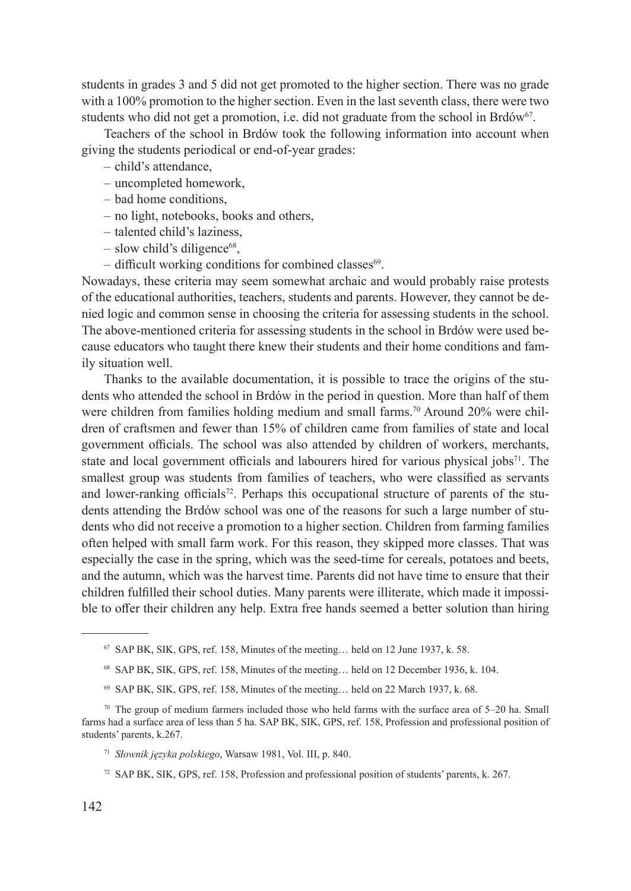students in grades 3 and 5 did not get promoted to the higher section. There was no grade with a 100% promotion to the higher section. Even in the last seventh class, there were two students who did not get a promotion, i.e. did not graduate from the school in Brdów[67].

Teachers of the school in Brdów took the following information into account when giving the students periodical or end-of-year grades:

– child's attendance,
– uncompleted homework,
– bad home conditions,
– no light, notebooks, books and others,
– talented child's laziness,
– slow child's diligence[68],
– difficult working conditions for combined classes[69].

Nowadays, these criteria may seem somewhat archaic and would probably raise protests of the educational authorities, teachers, students and parents. However, they cannot be denied logic and common sense in choosing the criteria for assessing students in the school. The above-mentioned criteria for assessing students in the school in Brdów were used because educators who taught there knew their students and their home conditions and family situation well.

Thanks to the available documentation, it is possible to trace the origins of the students who attended the school in Brdów in the period in question. More than half of them were children from families holding medium and small farms.[70] Around 20% were children of craftsmen and fewer than 15% of children came from families of state and local government officials. The school was also attended by children of workers, merchants, state and local government officials and labourers hired for various physical jobs[71]. The smallest group was students from families of teachers, who were classified as servants and lower-ranking officials[72]. Perhaps this occupational structure of parents of the students attending the Brdów school was one of the reasons for such a large number of students who did not receive a promotion to a higher section. Children from farming families often helped with small farm work. For this reason, they skipped more classes. That was especially the case in the spring, which was the seed-time for cereals, potatoes and beets, and the autumn, which was the harvest time. Parents did not have time to ensure that their children fulfilled their school duties. Many parents were illiterate, which made it impossible to offer their children any help. Extra free hands seemed a better solution than hiring

---

[67] SAP BK, SIK, GPS, ref. 158, Minutes of the meeting… held on 12 June 1937, k. 58.

[68] SAP BK, SIK, GPS, ref. 158, Minutes of the meeting… held on 12 December 1936, k. 104.

[69] SAP BK, SIK, GPS, ref. 158, Minutes of the meeting… held on 22 March 1937, k. 68.

[70] The group of medium farmers included those who held farms with the surface area of 5–20 ha. Small farms had a surface area of less than 5 ha. SAP BK, SIK, GPS, ref. 158, Profession and professional position of students' parents, k.267.

[71] *Słownik języka polskiego*, Warsaw 1981, Vol. III, p. 840.

[72] SAP BK, SIK, GPS, ref. 158, Profession and professional position of students' parents, k. 267.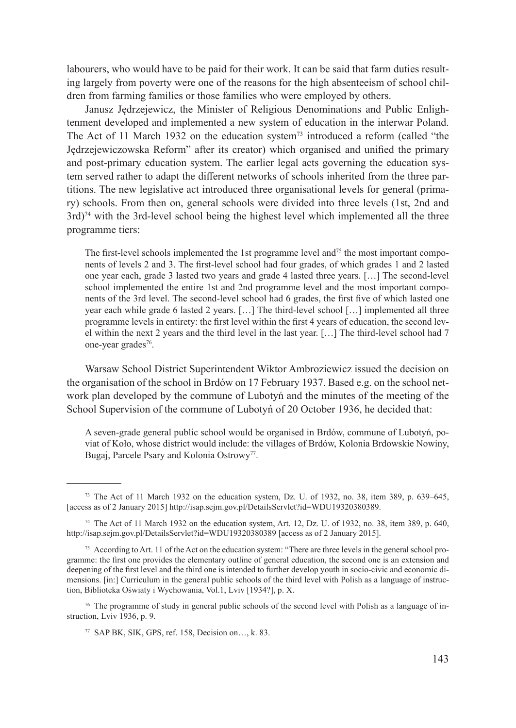labourers, who would have to be paid for their work. It can be said that farm duties resulting largely from poverty were one of the reasons for the high absenteeism of school children from farming families or those families who were employed by others.

Janusz Jędrzejewicz, the Minister of Religious Denominations and Public Enlightenment developed and implemented a new system of education in the interwar Poland. The Act of 11 March 1932 on the education system[73] introduced a reform (called "the Jędrzejewiczowska Reform" after its creator) which organised and unified the primary and post-primary education system. The earlier legal acts governing the education system served rather to adapt the different networks of schools inherited from the three partitions. The new legislative act introduced three organisational levels for general (primary) schools. From then on, general schools were divided into three levels (1st, 2nd and 3rd)[74] with the 3rd-level school being the highest level which implemented all the three programme tiers:

> The first-level schools implemented the 1st programme level and[75] the most important components of levels 2 and 3. The first-level school had four grades, of which grades 1 and 2 lasted one year each, grade 3 lasted two years and grade 4 lasted three years. […] The second-level school implemented the entire 1st and 2nd programme level and the most important components of the 3rd level. The second-level school had 6 grades, the first five of which lasted one year each while grade 6 lasted 2 years. […] The third-level school […] implemented all three programme levels in entirety: the first level within the first 4 years of education, the second level within the next 2 years and the third level in the last year. […] The third-level school had 7 one-year grades[76].

Warsaw School District Superintendent Wiktor Ambroziewicz issued the decision on the organisation of the school in Brdów on 17 February 1937. Based e.g. on the school network plan developed by the commune of Lubotyń and the minutes of the meeting of the School Supervision of the commune of Lubotyń of 20 October 1936, he decided that:

> A seven-grade general public school would be organised in Brdów, commune of Lubotyń, poviat of Koło, whose district would include: the villages of Brdów, Kolonia Brdowskie Nowiny, Bugaj, Parcele Psary and Kolonia Ostrowy[77].

---

[73] The Act of 11 March 1932 on the education system, Dz. U. of 1932, no. 38, item 389, p. 639–645, [access as of 2 January 2015] http://isap.sejm.gov.pl/DetailsServlet?id=WDU19320380389.

[74] The Act of 11 March 1932 on the education system, Art. 12, Dz. U. of 1932, no. 38, item 389, p. 640, http://isap.sejm.gov.pl/DetailsServlet?id=WDU19320380389 [access as of 2 January 2015].

[75] According to Art. 11 of the Act on the education system: "There are three levels in the general school programme: the first one provides the elementary outline of general education, the second one is an extension and deepening of the first level and the third one is intended to further develop youth in socio-civic and economic dimensions. [in:] Curriculum in the general public schools of the third level with Polish as a language of instruction, Biblioteka Oświaty i Wychowania, Vol.1, Lviv [1934?], p. X.

[76] The programme of study in general public schools of the second level with Polish as a language of instruction, Lviv 1936, p. 9.

[77] SAP BK, SIK, GPS, ref. 158, Decision on…, k. 83.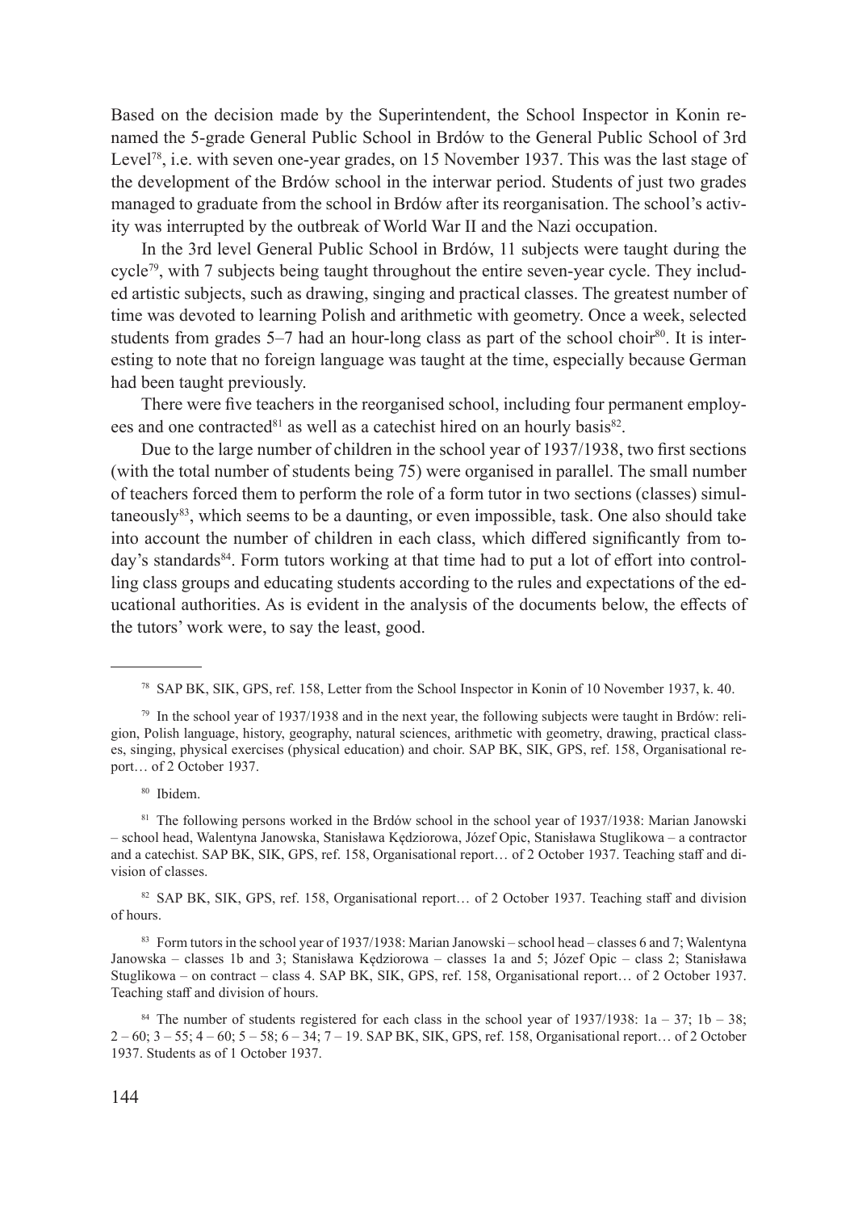Based on the decision made by the Superintendent, the School Inspector in Konin renamed the 5-grade General Public School in Brdów to the General Public School of 3rd Level[78], i.e. with seven one-year grades, on 15 November 1937. This was the last stage of the development of the Brdów school in the interwar period. Students of just two grades managed to graduate from the school in Brdów after its reorganisation. The school's activity was interrupted by the outbreak of World War II and the Nazi occupation.

In the 3rd level General Public School in Brdów, 11 subjects were taught during the cycle[79], with 7 subjects being taught throughout the entire seven-year cycle. They included artistic subjects, such as drawing, singing and practical classes. The greatest number of time was devoted to learning Polish and arithmetic with geometry. Once a week, selected students from grades 5–7 had an hour-long class as part of the school choir[80]. It is interesting to note that no foreign language was taught at the time, especially because German had been taught previously.

There were five teachers in the reorganised school, including four permanent employees and one contracted[81] as well as a catechist hired on an hourly basis[82].

Due to the large number of children in the school year of 1937/1938, two first sections (with the total number of students being 75) were organised in parallel. The small number of teachers forced them to perform the role of a form tutor in two sections (classes) simultaneously[83], which seems to be a daunting, or even impossible, task. One also should take into account the number of children in each class, which differed significantly from today's standards[84]. Form tutors working at that time had to put a lot of effort into controlling class groups and educating students according to the rules and expectations of the educational authorities. As is evident in the analysis of the documents below, the effects of the tutors' work were, to say the least, good.

---

[78] SAP BK, SIK, GPS, ref. 158, Letter from the School Inspector in Konin of 10 November 1937, k. 40.

[79] In the school year of 1937/1938 and in the next year, the following subjects were taught in Brdów: religion, Polish language, history, geography, natural sciences, arithmetic with geometry, drawing, practical classes, singing, physical exercises (physical education) and choir. SAP BK, SIK, GPS, ref. 158, Organisational report… of 2 October 1937.

[80] Ibidem.

[81] The following persons worked in the Brdów school in the school year of 1937/1938: Marian Janowski – school head, Walentyna Janowska, Stanisława Kędziorowa, Józef Opic, Stanisława Stuglikowa – a contractor and a catechist. SAP BK, SIK, GPS, ref. 158, Organisational report… of 2 October 1937. Teaching staff and division of classes.

[82] SAP BK, SIK, GPS, ref. 158, Organisational report… of 2 October 1937. Teaching staff and division of hours.

[83] Form tutors in the school year of 1937/1938: Marian Janowski – school head – classes 6 and 7; Walentyna Janowska – classes 1b and 3; Stanisława Kędziorowa – classes 1a and 5; Józef Opic – class 2; Stanisława Stuglikowa – on contract – class 4. SAP BK, SIK, GPS, ref. 158, Organisational report… of 2 October 1937. Teaching staff and division of hours.

[84] The number of students registered for each class in the school year of 1937/1938: 1a – 37; 1b – 38; 2 – 60; 3 – 55; 4 – 60; 5 – 58; 6 – 34; 7 – 19. SAP BK, SIK, GPS, ref. 158, Organisational report… of 2 October 1937. Students as of 1 October 1937.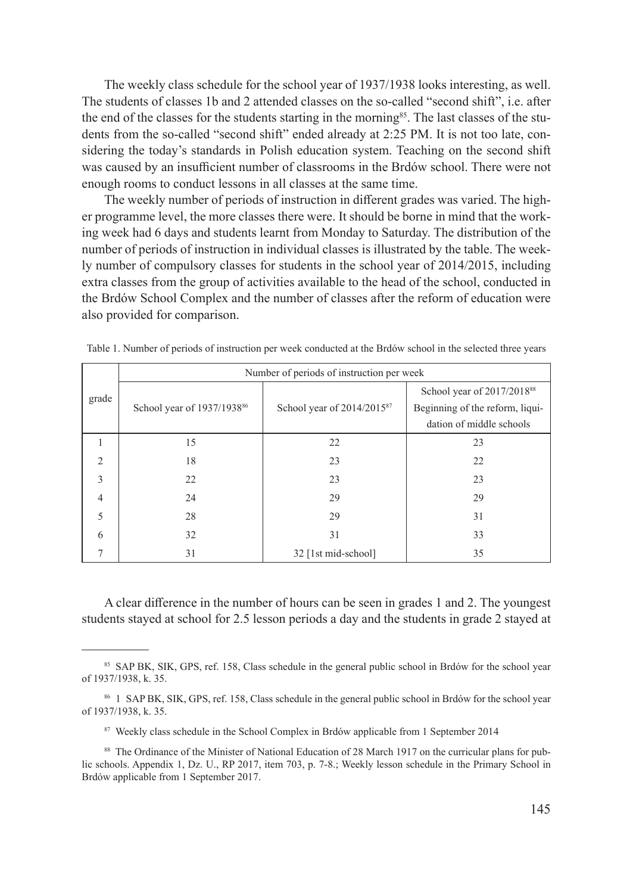The weekly class schedule for the school year of 1937/1938 looks interesting, as well. The students of classes 1b and 2 attended classes on the so-called "second shift", i.e. after the end of the classes for the students starting in the morning[85]. The last classes of the students from the so-called "second shift" ended already at 2:25 PM. It is not too late, considering the today's standards in Polish education system. Teaching on the second shift was caused by an insufficient number of classrooms in the Brdów school. There were not enough rooms to conduct lessons in all classes at the same time.

The weekly number of periods of instruction in different grades was varied. The higher programme level, the more classes there were. It should be borne in mind that the working week had 6 days and students learnt from Monday to Saturday. The distribution of the number of periods of instruction in individual classes is illustrated by the table. The weekly number of compulsory classes for students in the school year of 2014/2015, including extra classes from the group of activities available to the head of the school, conducted in the Brdów School Complex and the number of classes after the reform of education were also provided for comparison.

Table 1. Number of periods of instruction per week conducted at the Brdów school in the selected three years

| grade | Number of periods of instruction per week | | |
|---|---|---|---|
| | School year of 1937/1938[86] | School year of 2014/2015[87] | School year of 2017/2018[88] Beginning of the reform, liquidation of middle schools |
| 1 | 15 | 22 | 23 |
| 2 | 18 | 23 | 22 |
| 3 | 22 | 23 | 23 |
| 4 | 24 | 29 | 29 |
| 5 | 28 | 29 | 31 |
| 6 | 32 | 31 | 33 |
| 7 | 31 | 32 [1st mid-school] | 35 |

A clear difference in the number of hours can be seen in grades 1 and 2. The youngest students stayed at school for 2.5 lesson periods a day and the students in grade 2 stayed at

[85] SAP BK, SIK, GPS, ref. 158, Class schedule in the general public school in Brdów for the school year of 1937/1938, k. 35.

[86] 1 SAP BK, SIK, GPS, ref. 158, Class schedule in the general public school in Brdów for the school year of 1937/1938, k. 35.

[87] Weekly class schedule in the School Complex in Brdów applicable from 1 September 2014

[88] The Ordinance of the Minister of National Education of 28 March 1917 on the curricular plans for public schools. Appendix 1, Dz. U., RP 2017, item 703, p. 7-8.; Weekly lesson schedule in the Primary School in Brdów applicable from 1 September 2017.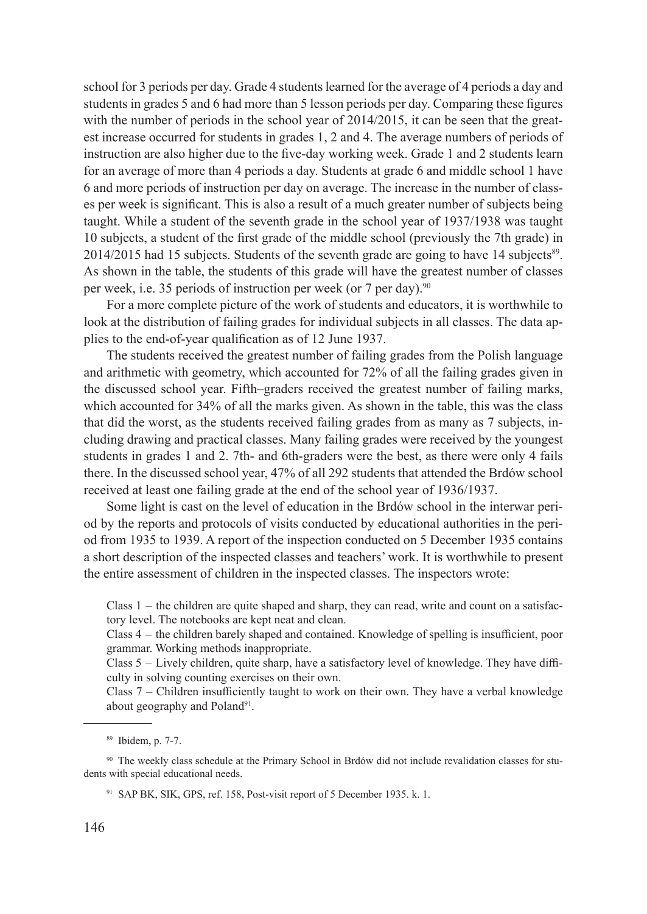school for 3 periods per day. Grade 4 students learned for the average of 4 periods a day and students in grades 5 and 6 had more than 5 lesson periods per day. Comparing these figures with the number of periods in the school year of 2014/2015, it can be seen that the greatest increase occurred for students in grades 1, 2 and 4. The average numbers of periods of instruction are also higher due to the five-day working week. Grade 1 and 2 students learn for an average of more than 4 periods a day. Students at grade 6 and middle school 1 have 6 and more periods of instruction per day on average. The increase in the number of classes per week is significant. This is also a result of a much greater number of subjects being taught. While a student of the seventh grade in the school year of 1937/1938 was taught 10 subjects, a student of the first grade of the middle school (previously the 7th grade) in 2014/2015 had 15 subjects. Students of the seventh grade are going to have 14 subjects[89]. As shown in the table, the students of this grade will have the greatest number of classes per week, i.e. 35 periods of instruction per week (or 7 per day).[90]

For a more complete picture of the work of students and educators, it is worthwhile to look at the distribution of failing grades for individual subjects in all classes. The data applies to the end-of-year qualification as of 12 June 1937.

The students received the greatest number of failing grades from the Polish language and arithmetic with geometry, which accounted for 72% of all the failing grades given in the discussed school year. Fifth–graders received the greatest number of failing marks, which accounted for 34% of all the marks given. As shown in the table, this was the class that did the worst, as the students received failing grades from as many as 7 subjects, including drawing and practical classes. Many failing grades were received by the youngest students in grades 1 and 2. 7th- and 6th-graders were the best, as there were only 4 fails there. In the discussed school year, 47% of all 292 students that attended the Brdów school received at least one failing grade at the end of the school year of 1936/1937.

Some light is cast on the level of education in the Brdów school in the interwar period by the reports and protocols of visits conducted by educational authorities in the period from 1935 to 1939. A report of the inspection conducted on 5 December 1935 contains a short description of the inspected classes and teachers' work. It is worthwhile to present the entire assessment of children in the inspected classes. The inspectors wrote:

> Class 1 – the children are quite shaped and sharp, they can read, write and count on a satisfactory level. The notebooks are kept neat and clean.
>
> Class 4 – the children barely shaped and contained. Knowledge of spelling is insufficient, poor grammar. Working methods inappropriate.
>
> Class 5 – Lively children, quite sharp, have a satisfactory level of knowledge. They have difficulty in solving counting exercises on their own.
>
> Class 7 – Children insufficiently taught to work on their own. They have a verbal knowledge about geography and Poland[91].

---

[89] Ibidem, p. 7-7.

[90] The weekly class schedule at the Primary School in Brdów did not include revalidation classes for students with special educational needs.

[91] SAP BK, SIK, GPS, ref. 158, Post-visit report of 5 December 1935. k. 1.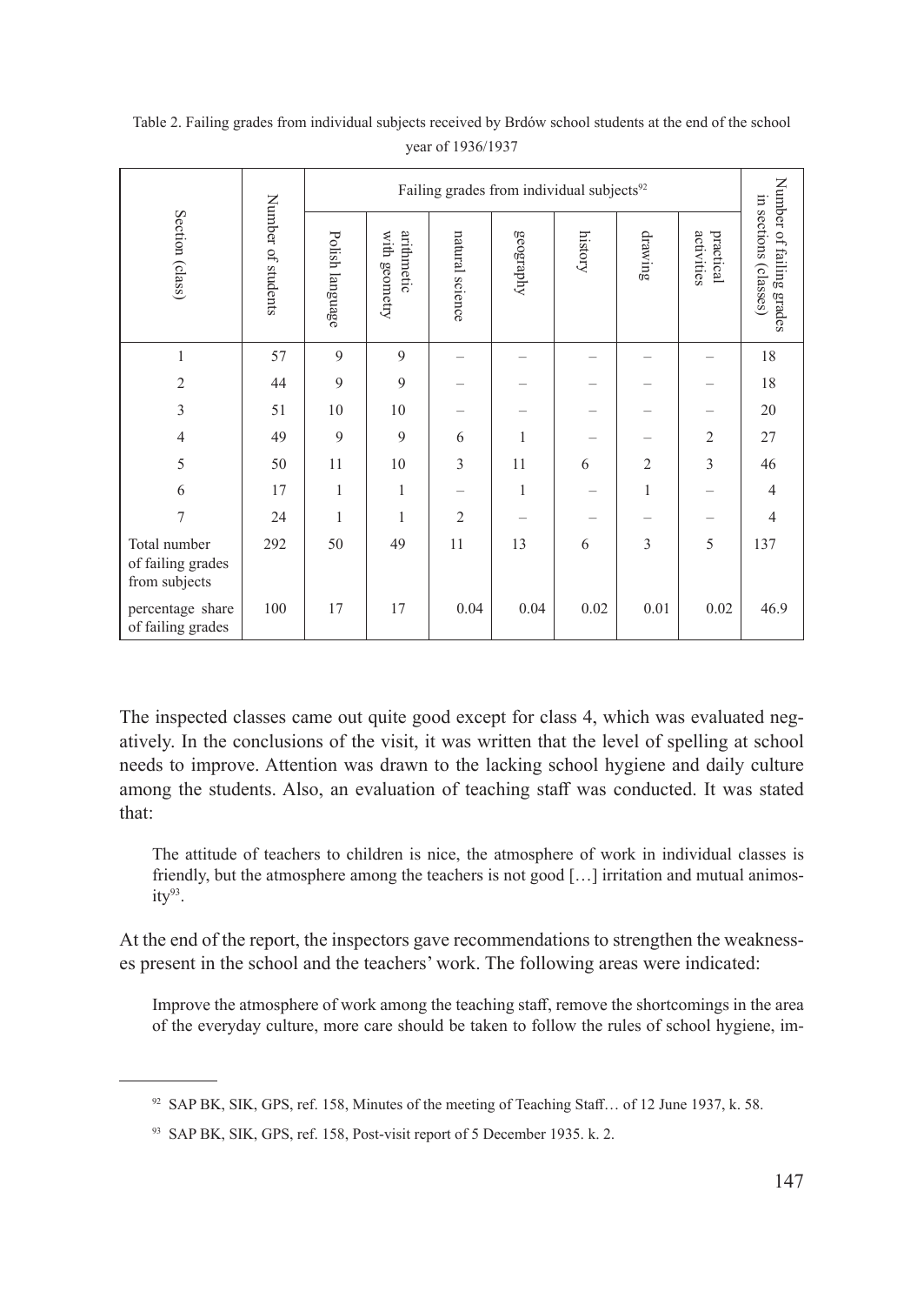Table 2. Failing grades from individual subjects received by Brdów school students at the end of the school year of 1936/1937

| Section (class) | Number of students | Failing grades from individual subjects[92] | | | | | | | Number of failing grades in sections (classes) |
|---|---|---|---|---|---|---|---|---|---|
| | | Polish language | arithmetic with geometry | natural science | geography | history | drawing | practical activities | |
| 1 | 57 | 9 | 9 | – | – | – | – | – | 18 |
| 2 | 44 | 9 | 9 | – | – | – | – | – | 18 |
| 3 | 51 | 10 | 10 | – | – | – | – | – | 20 |
| 4 | 49 | 9 | 9 | 6 | 1 | – | – | 2 | 27 |
| 5 | 50 | 11 | 10 | 3 | 11 | 6 | 2 | 3 | 46 |
| 6 | 17 | 1 | 1 | – | 1 | – | 1 | – | 4 |
| 7 | 24 | 1 | 1 | 2 | – | – | – | – | 4 |
| Total number of failing grades from subjects | 292 | 50 | 49 | 11 | 13 | 6 | 3 | 5 | 137 |
| percentage share of failing grades | 100 | 17 | 17 | 0.04 | 0.04 | 0.02 | 0.01 | 0.02 | 46.9 |

The inspected classes came out quite good except for class 4, which was evaluated negatively. In the conclusions of the visit, it was written that the level of spelling at school needs to improve. Attention was drawn to the lacking school hygiene and daily culture among the students. Also, an evaluation of teaching staff was conducted. It was stated that:

> The attitude of teachers to children is nice, the atmosphere of work in individual classes is friendly, but the atmosphere among the teachers is not good […] irritation and mutual animosity[93].

At the end of the report, the inspectors gave recommendations to strengthen the weaknesses present in the school and the teachers' work. The following areas were indicated:

> Improve the atmosphere of work among the teaching staff, remove the shortcomings in the area of the everyday culture, more care should be taken to follow the rules of school hygiene, im-

[92] SAP BK, SIK, GPS, ref. 158, Minutes of the meeting of Teaching Staff… of 12 June 1937, k. 58.

[93] SAP BK, SIK, GPS, ref. 158, Post-visit report of 5 December 1935. k. 2.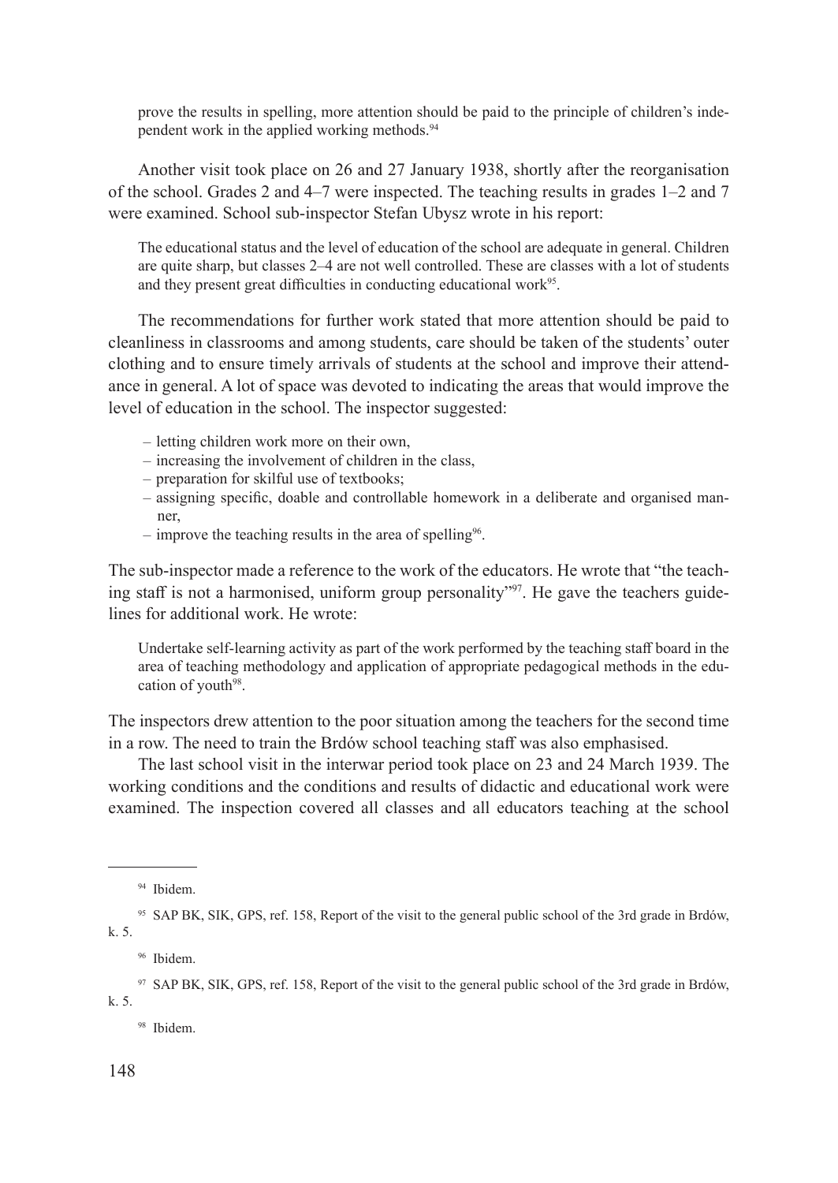prove the results in spelling, more attention should be paid to the principle of children's independent work in the applied working methods.[94]

Another visit took place on 26 and 27 January 1938, shortly after the reorganisation of the school. Grades 2 and 4–7 were inspected. The teaching results in grades 1–2 and 7 were examined. School sub-inspector Stefan Ubysz wrote in his report:

> The educational status and the level of education of the school are adequate in general. Children are quite sharp, but classes 2–4 are not well controlled. These are classes with a lot of students and they present great difficulties in conducting educational work[95].

The recommendations for further work stated that more attention should be paid to cleanliness in classrooms and among students, care should be taken of the students' outer clothing and to ensure timely arrivals of students at the school and improve their attendance in general. A lot of space was devoted to indicating the areas that would improve the level of education in the school. The inspector suggested:

- letting children work more on their own,
- increasing the involvement of children in the class,
- preparation for skilful use of textbooks;
- assigning specific, doable and controllable homework in a deliberate and organised manner,
- improve the teaching results in the area of spelling[96].

The sub-inspector made a reference to the work of the educators. He wrote that "the teaching staff is not a harmonised, uniform group personality"[97]. He gave the teachers guidelines for additional work. He wrote:

> Undertake self-learning activity as part of the work performed by the teaching staff board in the area of teaching methodology and application of appropriate pedagogical methods in the education of youth[98].

The inspectors drew attention to the poor situation among the teachers for the second time in a row. The need to train the Brdów school teaching staff was also emphasised.

The last school visit in the interwar period took place on 23 and 24 March 1939. The working conditions and the conditions and results of didactic and educational work were examined. The inspection covered all classes and all educators teaching at the school

---

[94] Ibidem.

[95] SAP BK, SIK, GPS, ref. 158, Report of the visit to the general public school of the 3rd grade in Brdów, k. 5.

[96] Ibidem.

[97] SAP BK, SIK, GPS, ref. 158, Report of the visit to the general public school of the 3rd grade in Brdów, k. 5.

[98] Ibidem.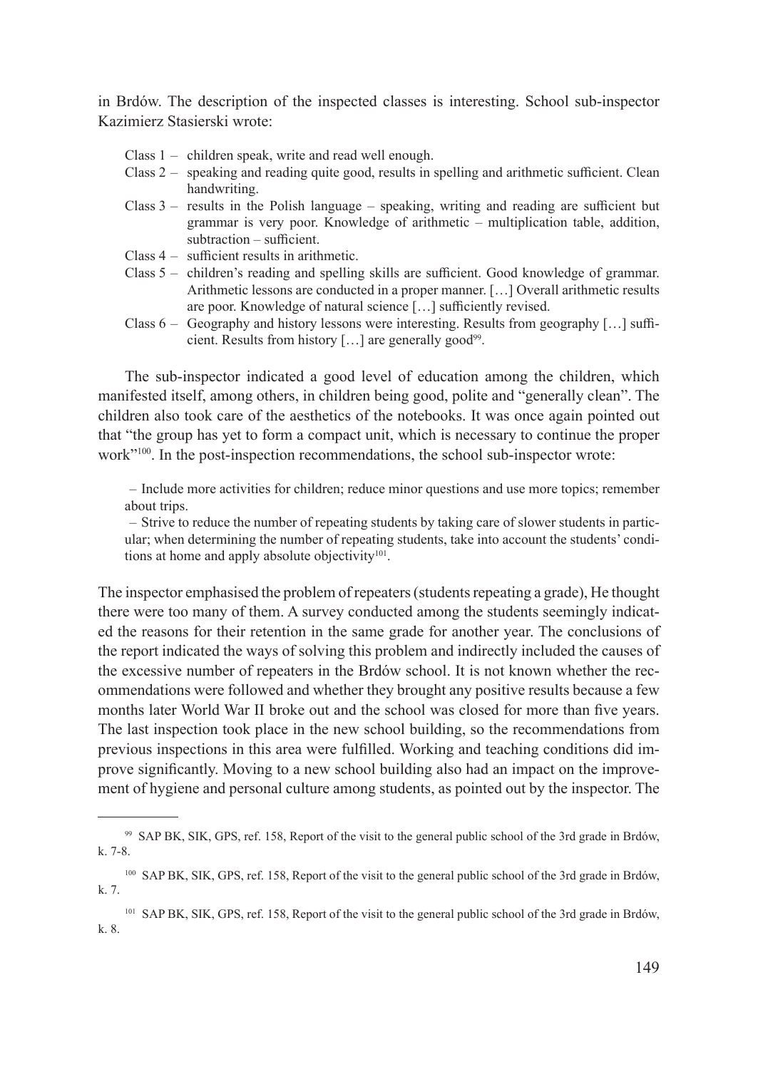in Brdów. The description of the inspected classes is interesting. School sub-inspector Kazimierz Stasierski wrote:

> Class 1 – children speak, write and read well enough.
> Class 2 – speaking and reading quite good, results in spelling and arithmetic sufficient. Clean handwriting.
> Class 3 – results in the Polish language – speaking, writing and reading are sufficient but grammar is very poor. Knowledge of arithmetic – multiplication table, addition, subtraction – sufficient.
> Class 4 – sufficient results in arithmetic.
> Class 5 – children's reading and spelling skills are sufficient. Good knowledge of grammar. Arithmetic lessons are conducted in a proper manner. […] Overall arithmetic results are poor. Knowledge of natural science […] sufficiently revised.
> Class 6 – Geography and history lessons were interesting. Results from geography […] sufficient. Results from history […] are generally good[99].

The sub-inspector indicated a good level of education among the children, which manifested itself, among others, in children being good, polite and "generally clean". The children also took care of the aesthetics of the notebooks. It was once again pointed out that "the group has yet to form a compact unit, which is necessary to continue the proper work"[100]. In the post-inspection recommendations, the school sub-inspector wrote:

> – Include more activities for children; reduce minor questions and use more topics; remember about trips.
> – Strive to reduce the number of repeating students by taking care of slower students in particular; when determining the number of repeating students, take into account the students' conditions at home and apply absolute objectivity[101].

The inspector emphasised the problem of repeaters (students repeating a grade), He thought there were too many of them. A survey conducted among the students seemingly indicated the reasons for their retention in the same grade for another year. The conclusions of the report indicated the ways of solving this problem and indirectly included the causes of the excessive number of repeaters in the Brdów school. It is not known whether the recommendations were followed and whether they brought any positive results because a few months later World War II broke out and the school was closed for more than five years. The last inspection took place in the new school building, so the recommendations from previous inspections in this area were fulfilled. Working and teaching conditions did improve significantly. Moving to a new school building also had an impact on the improvement of hygiene and personal culture among students, as pointed out by the inspector. The

---

[99] SAP BK, SIK, GPS, ref. 158, Report of the visit to the general public school of the 3rd grade in Brdów, k. 7-8.

[100] SAP BK, SIK, GPS, ref. 158, Report of the visit to the general public school of the 3rd grade in Brdów, k. 7.

[101] SAP BK, SIK, GPS, ref. 158, Report of the visit to the general public school of the 3rd grade in Brdów, k. 8.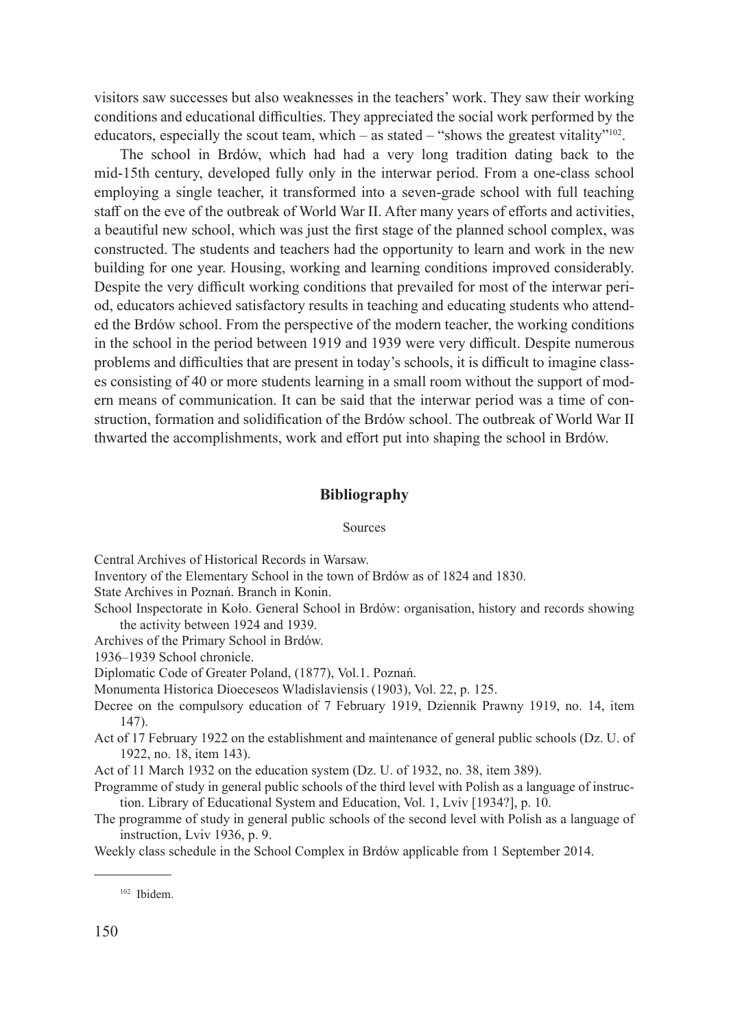visitors saw successes but also weaknesses in the teachers' work. They saw their working conditions and educational difficulties. They appreciated the social work performed by the educators, especially the scout team, which – as stated – "shows the greatest vitality"[102].

The school in Brdów, which had had a very long tradition dating back to the mid-15th century, developed fully only in the interwar period. From a one-class school employing a single teacher, it transformed into a seven-grade school with full teaching staff on the eve of the outbreak of World War II. After many years of efforts and activities, a beautiful new school, which was just the first stage of the planned school complex, was constructed. The students and teachers had the opportunity to learn and work in the new building for one year. Housing, working and learning conditions improved considerably. Despite the very difficult working conditions that prevailed for most of the interwar period, educators achieved satisfactory results in teaching and educating students who attended the Brdów school. From the perspective of the modern teacher, the working conditions in the school in the period between 1919 and 1939 were very difficult. Despite numerous problems and difficulties that are present in today's schools, it is difficult to imagine classes consisting of 40 or more students learning in a small room without the support of modern means of communication. It can be said that the interwar period was a time of construction, formation and solidification of the Brdów school. The outbreak of World War II thwarted the accomplishments, work and effort put into shaping the school in Brdów.

## Bibliography

Sources

Central Archives of Historical Records in Warsaw.

Inventory of the Elementary School in the town of Brdów as of 1824 and 1830.

State Archives in Poznań. Branch in Konin.

School Inspectorate in Koło. General School in Brdów: organisation, history and records showing the activity between 1924 and 1939.

Archives of the Primary School in Brdów.

1936–1939 School chronicle.

Diplomatic Code of Greater Poland, (1877), Vol.1. Poznań.

Monumenta Historica Dioeceseos Wladislaviensis (1903), Vol. 22, p. 125.

Decree on the compulsory education of 7 February 1919, Dziennik Prawny 1919, no. 14, item 147).

Act of 17 February 1922 on the establishment and maintenance of general public schools (Dz. U. of 1922, no. 18, item 143).

Act of 11 March 1932 on the education system (Dz. U. of 1932, no. 38, item 389).

Programme of study in general public schools of the third level with Polish as a language of instruction. Library of Educational System and Education, Vol. 1, Lviv [1934?], p. 10.

The programme of study in general public schools of the second level with Polish as a language of instruction, Lviv 1936, p. 9.

Weekly class schedule in the School Complex in Brdów applicable from 1 September 2014.

[102] Ibidem.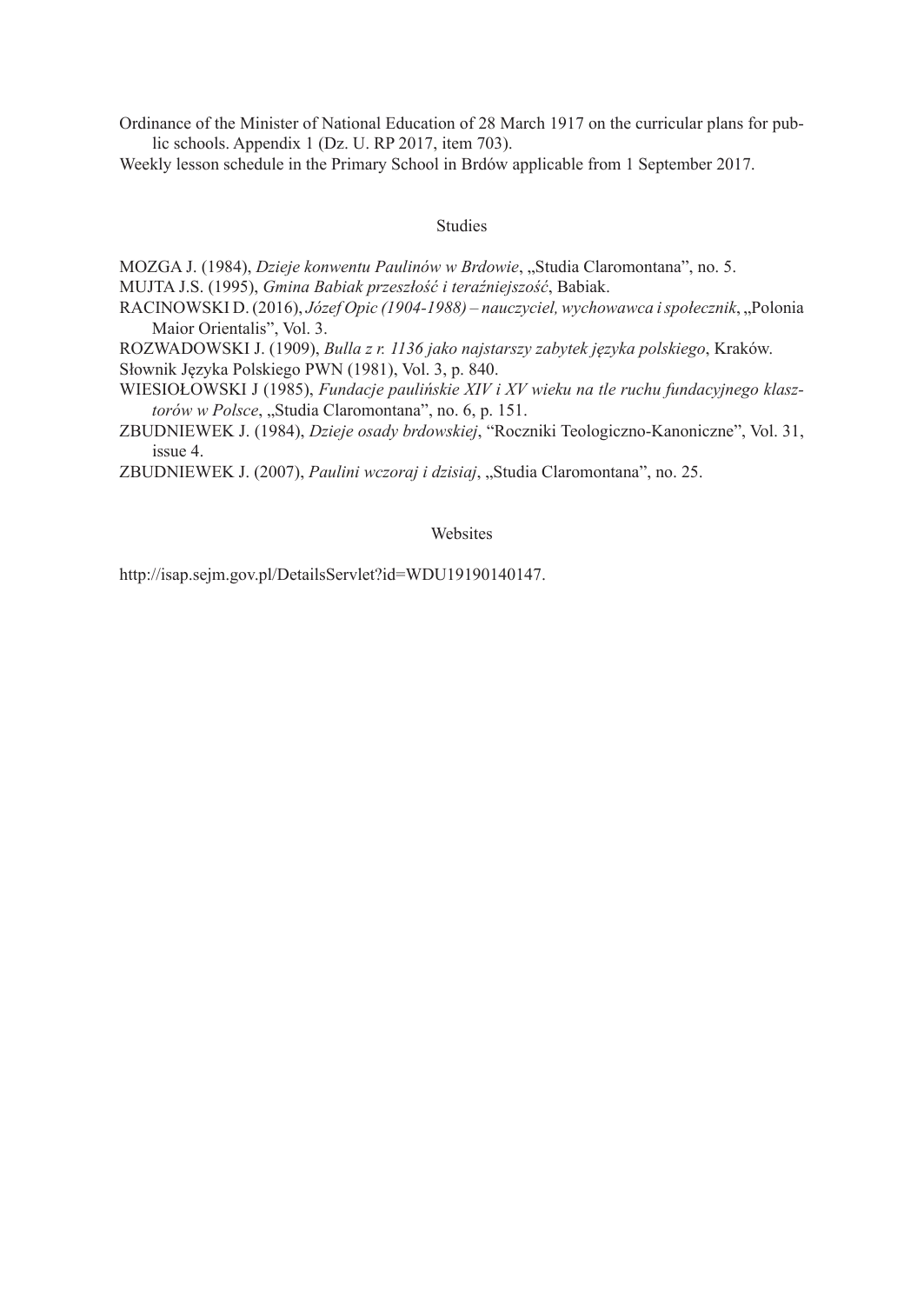Ordinance of the Minister of National Education of 28 March 1917 on the curricular plans for public schools. Appendix 1 (Dz. U. RP 2017, item 703).

Weekly lesson schedule in the Primary School in Brdów applicable from 1 September 2017.

### Studies

MOZGA J. (1984), *Dzieje konwentu Paulinów w Brdowie*, „Studia Claromontana", no. 5.

MUJTA J.S. (1995), *Gmina Babiak przeszłość i teraźniejszość*, Babiak.

RACINOWSKI D. (2016), *Józef Opic (1904-1988) – nauczyciel, wychowawca i społecznik*, „Polonia Maior Orientalis", Vol. 3.

ROZWADOWSKI J. (1909), *Bulla z r. 1136 jako najstarszy zabytek języka polskiego*, Kraków.

Słownik Języka Polskiego PWN (1981), Vol. 3, p. 840.

WIESIOŁOWSKI J (1985), *Fundacje paulińskie XIV i XV wieku na tle ruchu fundacyjnego klasztorów w Polsce*, „Studia Claromontana", no. 6, p. 151.

ZBUDNIEWEK J. (1984), *Dzieje osady brdowskiej*, "Roczniki Teologiczno-Kanoniczne", Vol. 31, issue 4.

ZBUDNIEWEK J. (2007), *Paulini wczoraj i dzisiaj*, „Studia Claromontana", no. 25.

### Websites

http://isap.sejm.gov.pl/DetailsServlet?id=WDU19190140147.